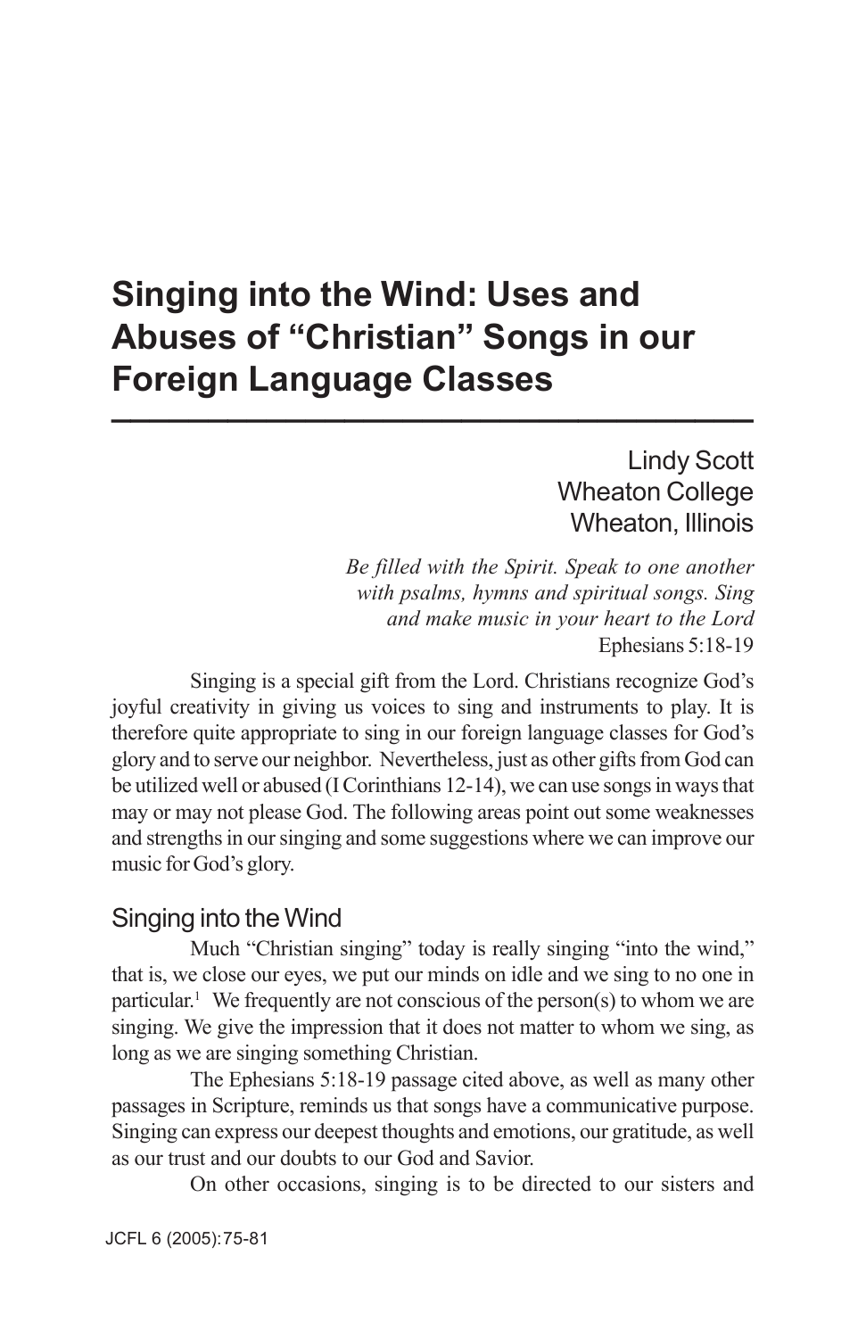# Singing into the Wind: Uses and Abuses of "Christian" Songs in our Foreign Language Classes

Lindy Scott
Wheaton College
Wheaton, Illinois

*Be filled with the Spirit. Speak to one another with psalms, hymns and spiritual songs. Sing and make music in your heart to the Lord*
Ephesians 5:18-19

Singing is a special gift from the Lord. Christians recognize God's joyful creativity in giving us voices to sing and instruments to play. It is therefore quite appropriate to sing in our foreign language classes for God's glory and to serve our neighbor. Nevertheless, just as other gifts from God can be utilized well or abused (I Corinthians 12-14), we can use songs in ways that may or may not please God. The following areas point out some weaknesses and strengths in our singing and some suggestions where we can improve our music for God's glory.

## Singing into the Wind

Much "Christian singing" today is really singing "into the wind," that is, we close our eyes, we put our minds on idle and we sing to no one in particular.[1] We frequently are not conscious of the person(s) to whom we are singing. We give the impression that it does not matter to whom we sing, as long as we are singing something Christian.

The Ephesians 5:18-19 passage cited above, as well as many other passages in Scripture, reminds us that songs have a communicative purpose. Singing can express our deepest thoughts and emotions, our gratitude, as well as our trust and our doubts to our God and Savior.

On other occasions, singing is to be directed to our sisters and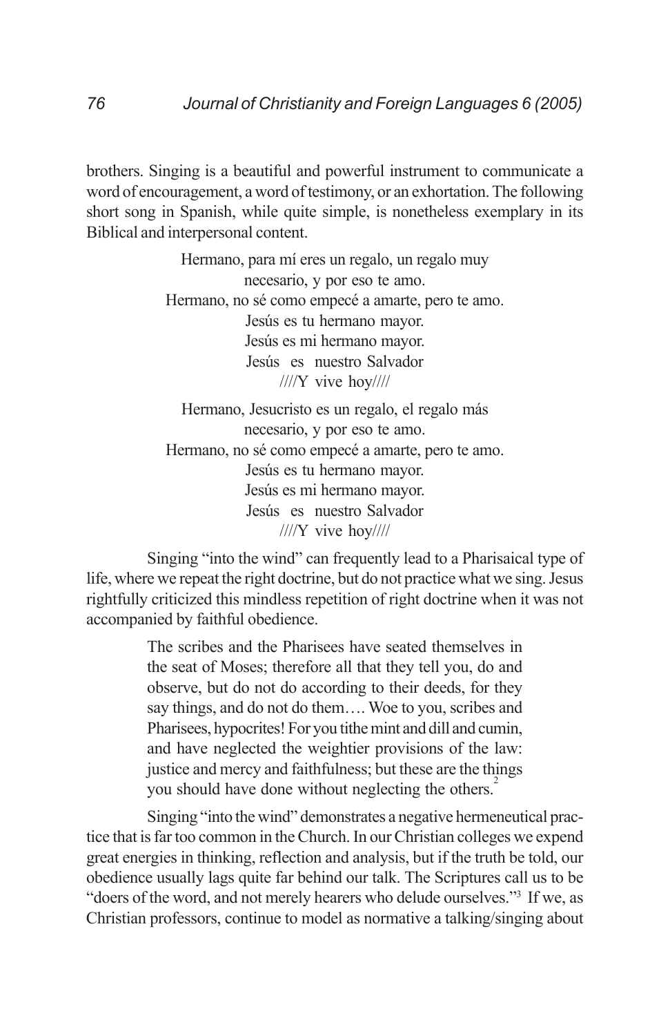brothers. Singing is a beautiful and powerful instrument to communicate a word of encouragement, a word of testimony, or an exhortation. The following short song in Spanish, while quite simple, is nonetheless exemplary in its Biblical and interpersonal content.

> Hermano, para mí eres un regalo, un regalo muy necesario, y por eso te amo.
> Hermano, no sé como empecé a amarte, pero te amo.
> Jesús es tu hermano mayor.
> Jesús es mi hermano mayor.
> Jesús es nuestro Salvador
> ////Y vive hoy////
>
> Hermano, Jesucristo es un regalo, el regalo más necesario, y por eso te amo.
> Hermano, no sé como empecé a amarte, pero te amo.
> Jesús es tu hermano mayor.
> Jesús es mi hermano mayor.
> Jesús es nuestro Salvador
> ////Y vive hoy////

Singing "into the wind" can frequently lead to a Pharisaical type of life, where we repeat the right doctrine, but do not practice what we sing. Jesus rightfully criticized this mindless repetition of right doctrine when it was not accompanied by faithful obedience.

> The scribes and the Pharisees have seated themselves in the seat of Moses; therefore all that they tell you, do and observe, but do not do according to their deeds, for they say things, and do not do them…. Woe to you, scribes and Pharisees, hypocrites! For you tithe mint and dill and cumin, and have neglected the weightier provisions of the law: justice and mercy and faithfulness; but these are the things you should have done without neglecting the others.[2]

Singing "into the wind" demonstrates a negative hermeneutical practice that is far too common in the Church. In our Christian colleges we expend great energies in thinking, reflection and analysis, but if the truth be told, our obedience usually lags quite far behind our talk. The Scriptures call us to be "doers of the word, and not merely hearers who delude ourselves."[3] If we, as Christian professors, continue to model as normative a talking/singing about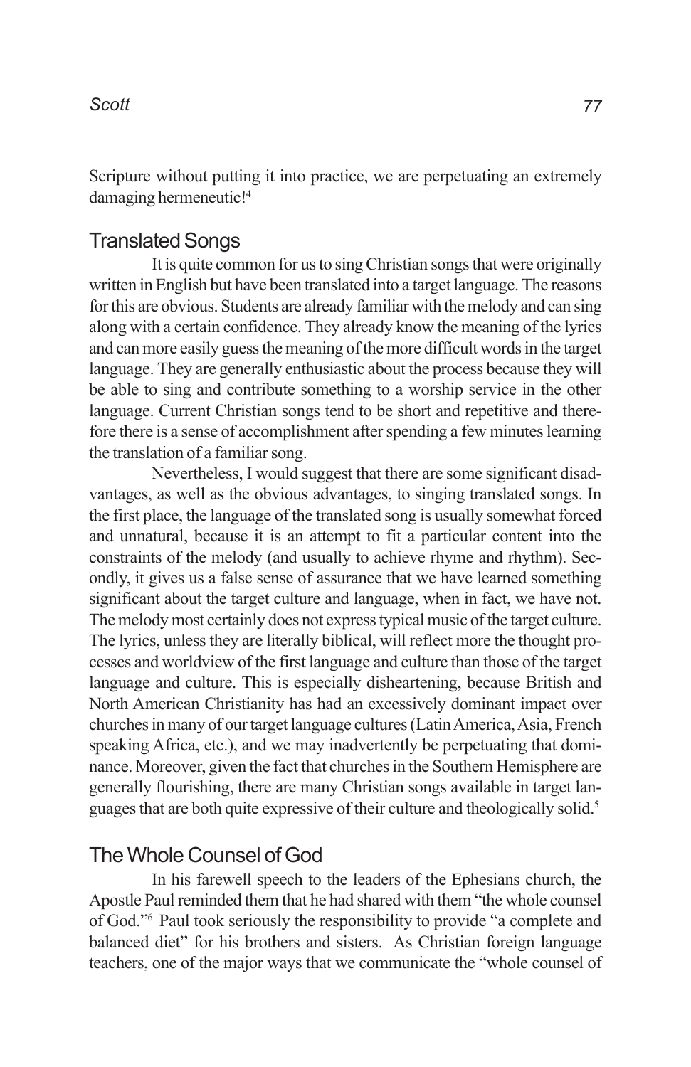Scripture without putting it into practice, we are perpetuating an extremely damaging hermeneutic![4]

## Translated Songs

It is quite common for us to sing Christian songs that were originally written in English but have been translated into a target language. The reasons for this are obvious. Students are already familiar with the melody and can sing along with a certain confidence. They already know the meaning of the lyrics and can more easily guess the meaning of the more difficult words in the target language. They are generally enthusiastic about the process because they will be able to sing and contribute something to a worship service in the other language. Current Christian songs tend to be short and repetitive and therefore there is a sense of accomplishment after spending a few minutes learning the translation of a familiar song.

Nevertheless, I would suggest that there are some significant disadvantages, as well as the obvious advantages, to singing translated songs. In the first place, the language of the translated song is usually somewhat forced and unnatural, because it is an attempt to fit a particular content into the constraints of the melody (and usually to achieve rhyme and rhythm). Secondly, it gives us a false sense of assurance that we have learned something significant about the target culture and language, when in fact, we have not. The melody most certainly does not express typical music of the target culture. The lyrics, unless they are literally biblical, will reflect more the thought processes and worldview of the first language and culture than those of the target language and culture. This is especially disheartening, because British and North American Christianity has had an excessively dominant impact over churches in many of our target language cultures (Latin America, Asia, French speaking Africa, etc.), and we may inadvertently be perpetuating that dominance. Moreover, given the fact that churches in the Southern Hemisphere are generally flourishing, there are many Christian songs available in target languages that are both quite expressive of their culture and theologically solid.[5]

## The Whole Counsel of God

In his farewell speech to the leaders of the Ephesians church, the Apostle Paul reminded them that he had shared with them "the whole counsel of God."[6] Paul took seriously the responsibility to provide "a complete and balanced diet" for his brothers and sisters. As Christian foreign language teachers, one of the major ways that we communicate the "whole counsel of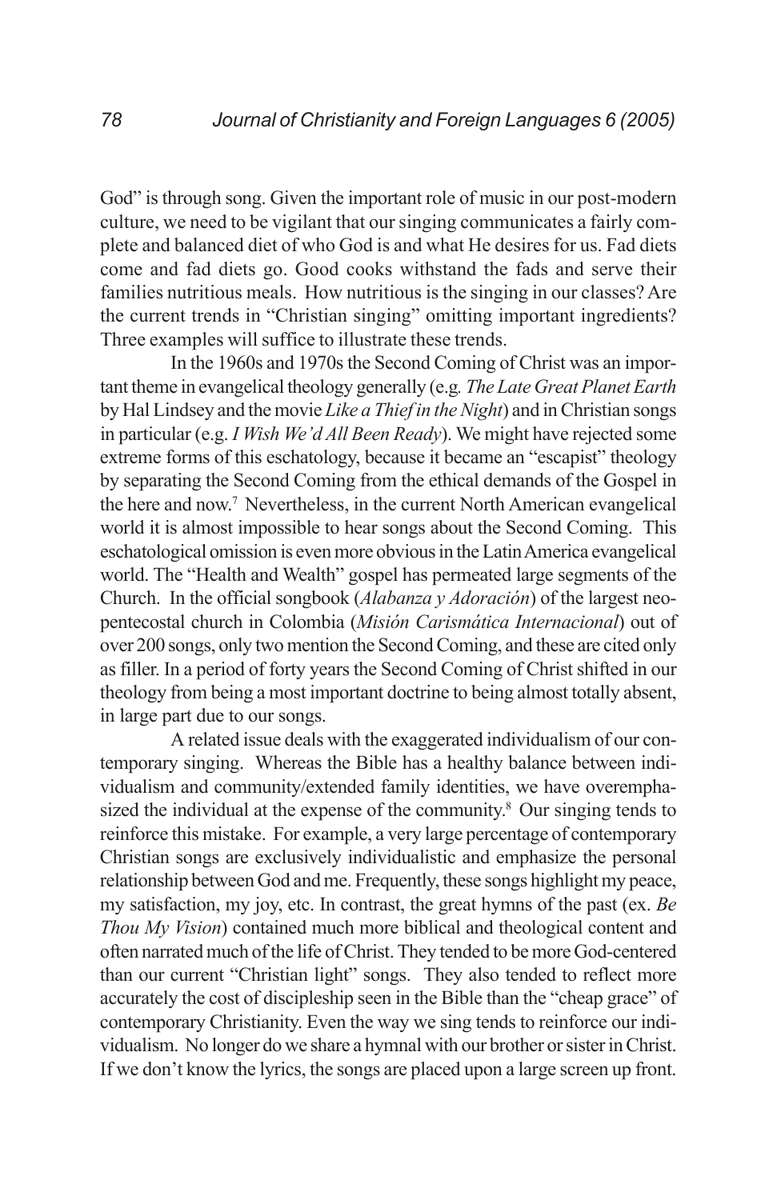God" is through song. Given the important role of music in our post-modern culture, we need to be vigilant that our singing communicates a fairly complete and balanced diet of who God is and what He desires for us. Fad diets come and fad diets go. Good cooks withstand the fads and serve their families nutritious meals. How nutritious is the singing in our classes? Are the current trends in "Christian singing" omitting important ingredients? Three examples will suffice to illustrate these trends.

In the 1960s and 1970s the Second Coming of Christ was an important theme in evangelical theology generally (e.g. *The Late Great Planet Earth* by Hal Lindsey and the movie *Like a Thief in the Night*) and in Christian songs in particular (e.g. *I Wish We'd All Been Ready*). We might have rejected some extreme forms of this eschatology, because it became an "escapist" theology by separating the Second Coming from the ethical demands of the Gospel in the here and now.[7] Nevertheless, in the current North American evangelical world it is almost impossible to hear songs about the Second Coming. This eschatological omission is even more obvious in the Latin America evangelical world. The "Health and Wealth" gospel has permeated large segments of the Church. In the official songbook (*Alabanza y Adoración*) of the largest neo-pentecostal church in Colombia (*Misión Carismática Internacional*) out of over 200 songs, only two mention the Second Coming, and these are cited only as filler. In a period of forty years the Second Coming of Christ shifted in our theology from being a most important doctrine to being almost totally absent, in large part due to our songs.

A related issue deals with the exaggerated individualism of our contemporary singing. Whereas the Bible has a healthy balance between individualism and community/extended family identities, we have overemphasized the individual at the expense of the community.[8] Our singing tends to reinforce this mistake. For example, a very large percentage of contemporary Christian songs are exclusively individualistic and emphasize the personal relationship between God and me. Frequently, these songs highlight my peace, my satisfaction, my joy, etc. In contrast, the great hymns of the past (ex. *Be Thou My Vision*) contained much more biblical and theological content and often narrated much of the life of Christ. They tended to be more God-centered than our current "Christian light" songs. They also tended to reflect more accurately the cost of discipleship seen in the Bible than the "cheap grace" of contemporary Christianity. Even the way we sing tends to reinforce our individualism. No longer do we share a hymnal with our brother or sister in Christ. If we don't know the lyrics, the songs are placed upon a large screen up front.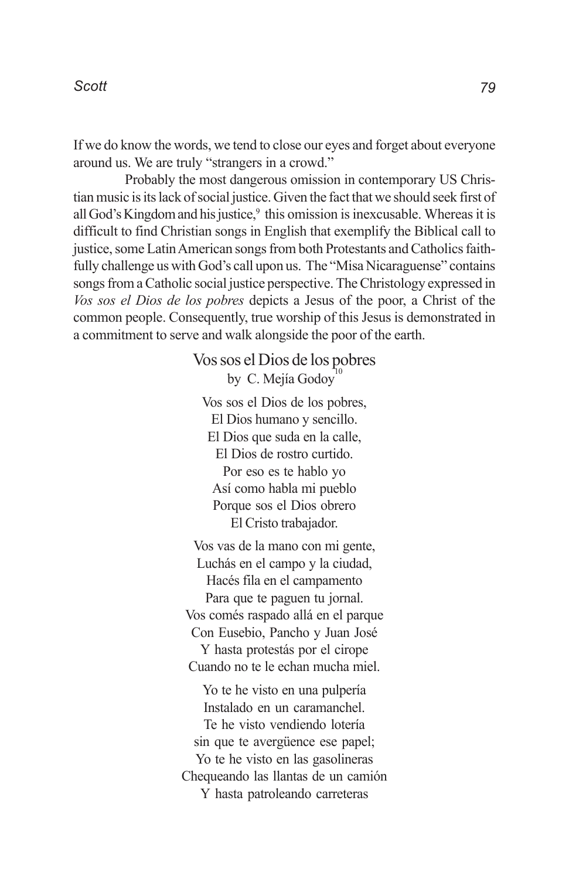If we do know the words, we tend to close our eyes and forget about everyone around us. We are truly "strangers in a crowd."

Probably the most dangerous omission in contemporary US Christian music is its lack of social justice. Given the fact that we should seek first of all God's Kingdom and his justice,[9] this omission is inexcusable. Whereas it is difficult to find Christian songs in English that exemplify the Biblical call to justice, some Latin American songs from both Protestants and Catholics faithfully challenge us with God's call upon us. The "Misa Nicaraguense" contains songs from a Catholic social justice perspective. The Christology expressed in *Vos sos el Dios de los pobres* depicts a Jesus of the poor, a Christ of the common people. Consequently, true worship of this Jesus is demonstrated in a commitment to serve and walk alongside the poor of the earth.

Vos sos el Dios de los pobres  
by C. Mejía Godoy[10]

Vos sos el Dios de los pobres,  
El Dios humano y sencillo.  
El Dios que suda en la calle,  
El Dios de rostro curtido.  
Por eso es te hablo yo  
Así como habla mi pueblo  
Porque sos el Dios obrero  
El Cristo trabajador.

Vos vas de la mano con mi gente,  
Luchás en el campo y la ciudad,  
Hacés fila en el campamento  
Para que te paguen tu jornal.  
Vos comés raspado allá en el parque  
Con Eusebio, Pancho y Juan José  
Y hasta protestás por el cirope  
Cuando no te le echan mucha miel.

Yo te he visto en una pulpería  
Instalado en un caramanchel.  
Te he visto vendiendo lotería  
sin que te avergüence ese papel;  
Yo te he visto en las gasolineras  
Chequeando las llantas de un camión  
Y hasta patroleando carreteras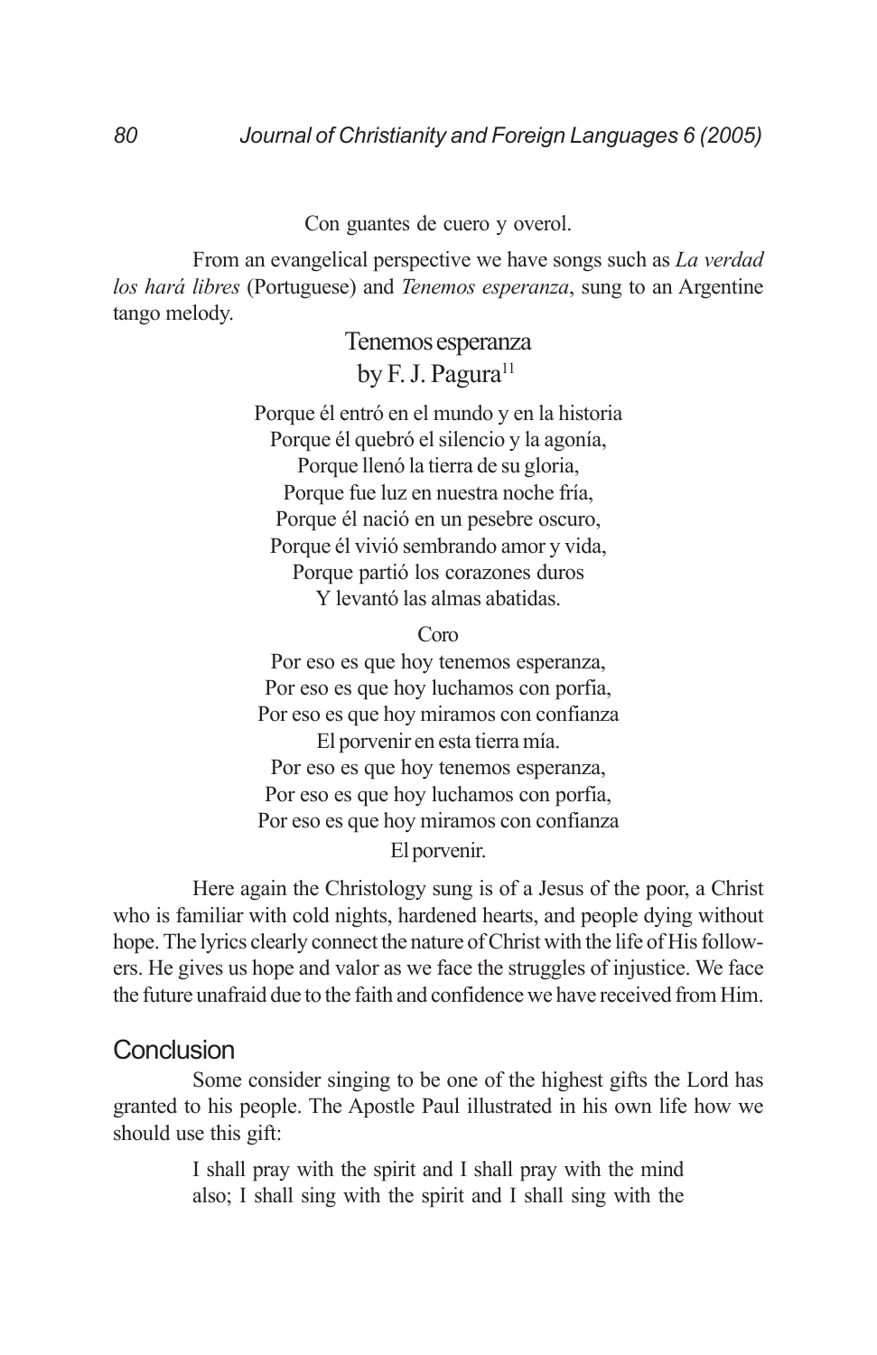Con guantes de cuero y overol.

From an evangelical perspective we have songs such as *La verdad los hará libres* (Portuguese) and *Tenemos esperanza*, sung to an Argentine tango melody.

Tenemos esperanza
by F. J. Pagura[11]

Porque él entró en el mundo y en la historia
Porque él quebró el silencio y la agonía,
Porque llenó la tierra de su gloria,
Porque fue luz en nuestra noche fría,
Porque él nació en un pesebre oscuro,
Porque él vivió sembrando amor y vida,
Porque partió los corazones duros
Y levantó las almas abatidas.

Coro

Por eso es que hoy tenemos esperanza,
Por eso es que hoy luchamos con porfía,
Por eso es que hoy miramos con confianza
El porvenir en esta tierra mía.
Por eso es que hoy tenemos esperanza,
Por eso es que hoy luchamos con porfía,
Por eso es que hoy miramos con confianza
El porvenir.

Here again the Christology sung is of a Jesus of the poor, a Christ who is familiar with cold nights, hardened hearts, and people dying without hope. The lyrics clearly connect the nature of Christ with the life of His followers. He gives us hope and valor as we face the struggles of injustice. We face the future unafraid due to the faith and confidence we have received from Him.

## Conclusion

Some consider singing to be one of the highest gifts the Lord has granted to his people. The Apostle Paul illustrated in his own life how we should use this gift:

> I shall pray with the spirit and I shall pray with the mind also; I shall sing with the spirit and I shall sing with the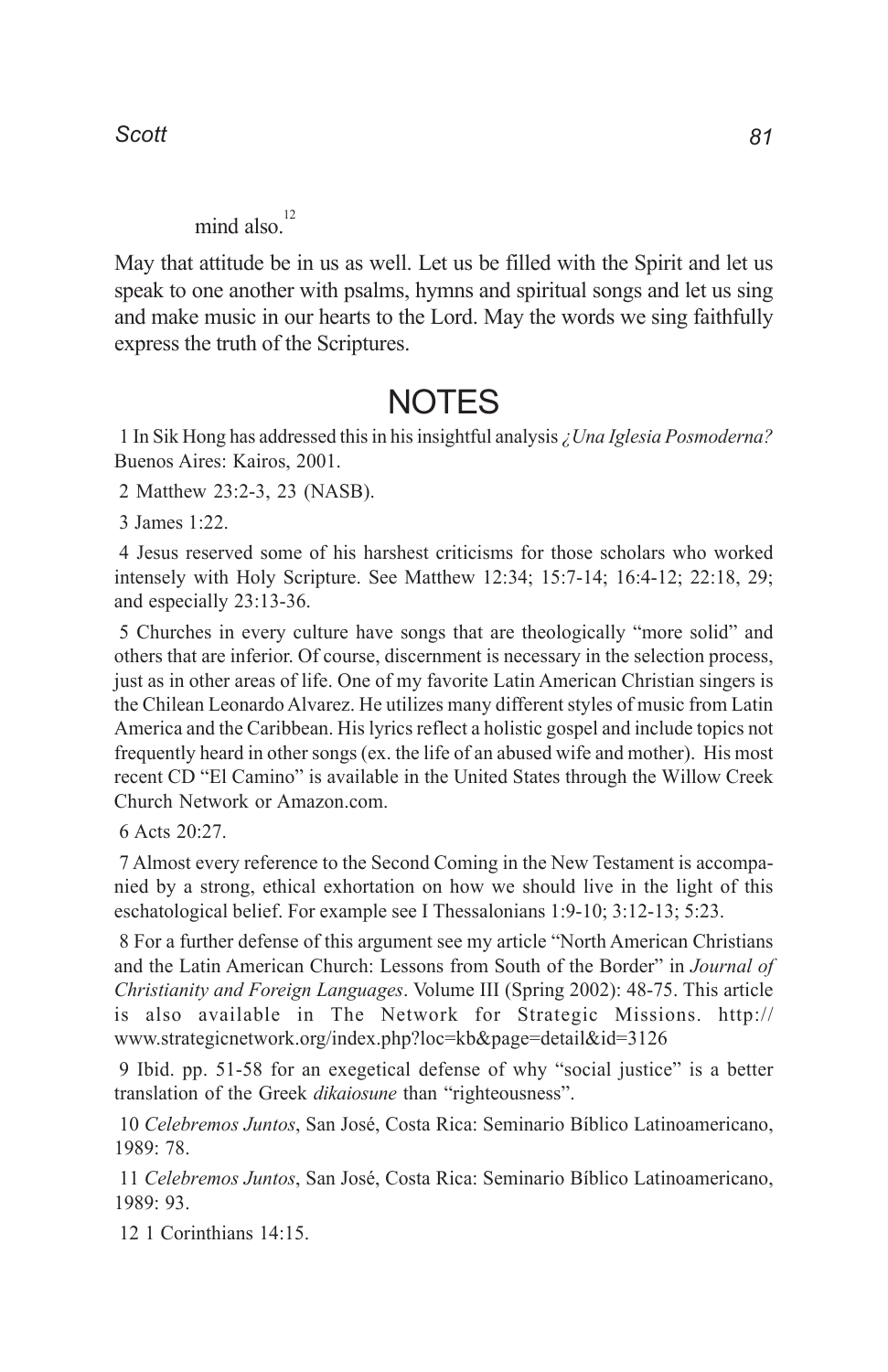mind also.[12]

May that attitude be in us as well. Let us be filled with the Spirit and let us speak to one another with psalms, hymns and spiritual songs and let us sing and make music in our hearts to the Lord. May the words we sing faithfully express the truth of the Scriptures.

# NOTES

1 In Sik Hong has addressed this in his insightful analysis *¿Una Iglesia Posmoderna?* Buenos Aires: Kairos, 2001.

2 Matthew 23:2-3, 23 (NASB).

3 James 1:22.

4 Jesus reserved some of his harshest criticisms for those scholars who worked intensely with Holy Scripture. See Matthew 12:34; 15:7-14; 16:4-12; 22:18, 29; and especially 23:13-36.

5 Churches in every culture have songs that are theologically "more solid" and others that are inferior. Of course, discernment is necessary in the selection process, just as in other areas of life. One of my favorite Latin American Christian singers is the Chilean Leonardo Alvarez. He utilizes many different styles of music from Latin America and the Caribbean. His lyrics reflect a holistic gospel and include topics not frequently heard in other songs (ex. the life of an abused wife and mother). His most recent CD "El Camino" is available in the United States through the Willow Creek Church Network or Amazon.com.

6 Acts 20:27.

7 Almost every reference to the Second Coming in the New Testament is accompanied by a strong, ethical exhortation on how we should live in the light of this eschatological belief. For example see I Thessalonians 1:9-10; 3:12-13; 5:23.

8 For a further defense of this argument see my article "North American Christians and the Latin American Church: Lessons from South of the Border" in *Journal of Christianity and Foreign Languages*. Volume III (Spring 2002): 48-75. This article is also available in The Network for Strategic Missions. http://www.strategicnetwork.org/index.php?loc=kb&page=detail&id=3126

9 Ibid. pp. 51-58 for an exegetical defense of why "social justice" is a better translation of the Greek *dikaiosune* than "righteousness".

10 *Celebremos Juntos*, San José, Costa Rica: Seminario Bíblico Latinoamericano, 1989: 78.

11 *Celebremos Juntos*, San José, Costa Rica: Seminario Bíblico Latinoamericano, 1989: 93.

12 1 Corinthians 14:15.